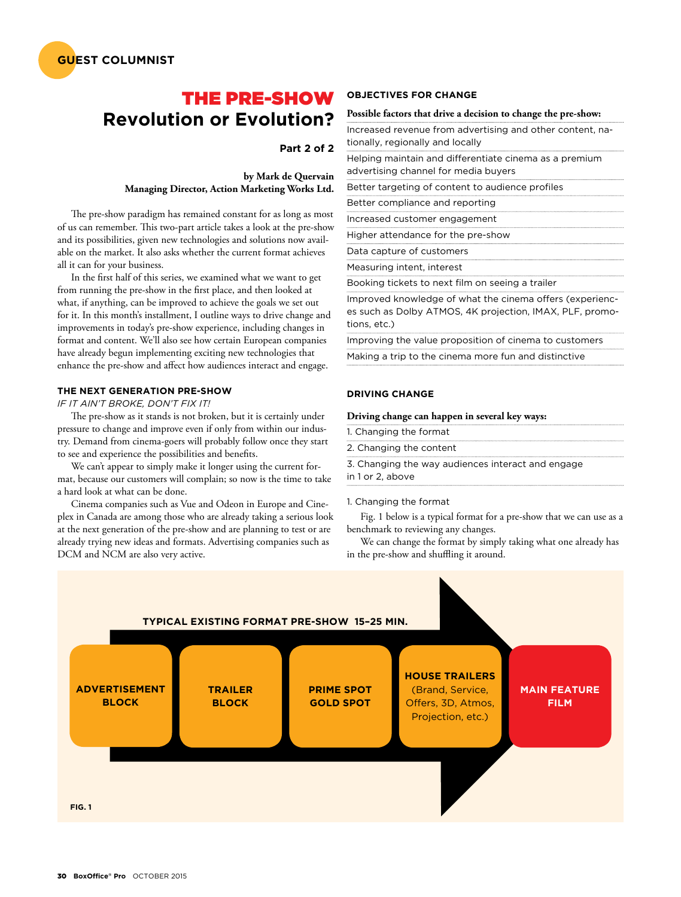GUEST COLUMNIST

# THE PRE-SHOW
## Revolution or Evolution?

**Part 2 of 2**

**by Mark de Quervain**
**Managing Director, Action Marketing Works Ltd.**

The pre-show paradigm has remained constant for as long as most of us can remember. This two-part article takes a look at the pre-show and its possibilities, given new technologies and solutions now available on the market. It also asks whether the current format achieves all it can for your business.

In the first half of this series, we examined what we want to get from running the pre-show in the first place, and then looked at what, if anything, can be improved to achieve the goals we set out for it. In this month's installment, I outline ways to drive change and improvements in today's pre-show experience, including changes in format and content. We'll also see how certain European companies have already begun implementing exciting new technologies that enhance the pre-show and affect how audiences interact and engage.

### THE NEXT GENERATION PRE-SHOW

*IF IT AIN'T BROKE, DON'T FIX IT!*

The pre-show as it stands is not broken, but it is certainly under pressure to change and improve even if only from within our industry. Demand from cinema-goers will probably follow once they start to see and experience the possibilities and benefits.

We can't appear to simply make it longer using the current format, because our customers will complain; so now is the time to take a hard look at what can be done.

Cinema companies such as Vue and Odeon in Europe and Cineplex in Canada are among those who are already taking a serious look at the next generation of the pre-show and are planning to test or are already trying new ideas and formats. Advertising companies such as DCM and NCM are also very active.

### OBJECTIVES FOR CHANGE

**Possible factors that drive a decision to change the pre-show:**

- Increased revenue from advertising and other content, nationally, regionally and locally
- Helping maintain and differentiate cinema as a premium advertising channel for media buyers
- Better targeting of content to audience profiles
- Better compliance and reporting
- Increased customer engagement
- Higher attendance for the pre-show
- Data capture of customers
- Measuring intent, interest
- Booking tickets to next film on seeing a trailer
- Improved knowledge of what the cinema offers (experiences such as Dolby ATMOS, 4K projection, IMAX, PLF, promotions, etc.)
- Improving the value proposition of cinema to customers
- Making a trip to the cinema more fun and distinctive

### DRIVING CHANGE

**Driving change can happen in several key ways:**

1. Changing the format
2. Changing the content
3. Changing the way audiences interact and engage in 1 or 2, above

1. Changing the format

Fig. 1 below is a typical format for a pre-show that we can use as a benchmark to reviewing any changes.

We can change the format by simply taking what one already has in the pre-show and shuffling it around.

**TYPICAL EXISTING FORMAT PRE-SHOW 15–25 MIN.**

ADVERTISEMENT BLOCK → TRAILER BLOCK → PRIME SPOT GOLD SPOT → HOUSE TRAILERS (Brand, Service, Offers, 3D, Atmos, Projection, etc.) → MAIN FEATURE FILM

FIG. 1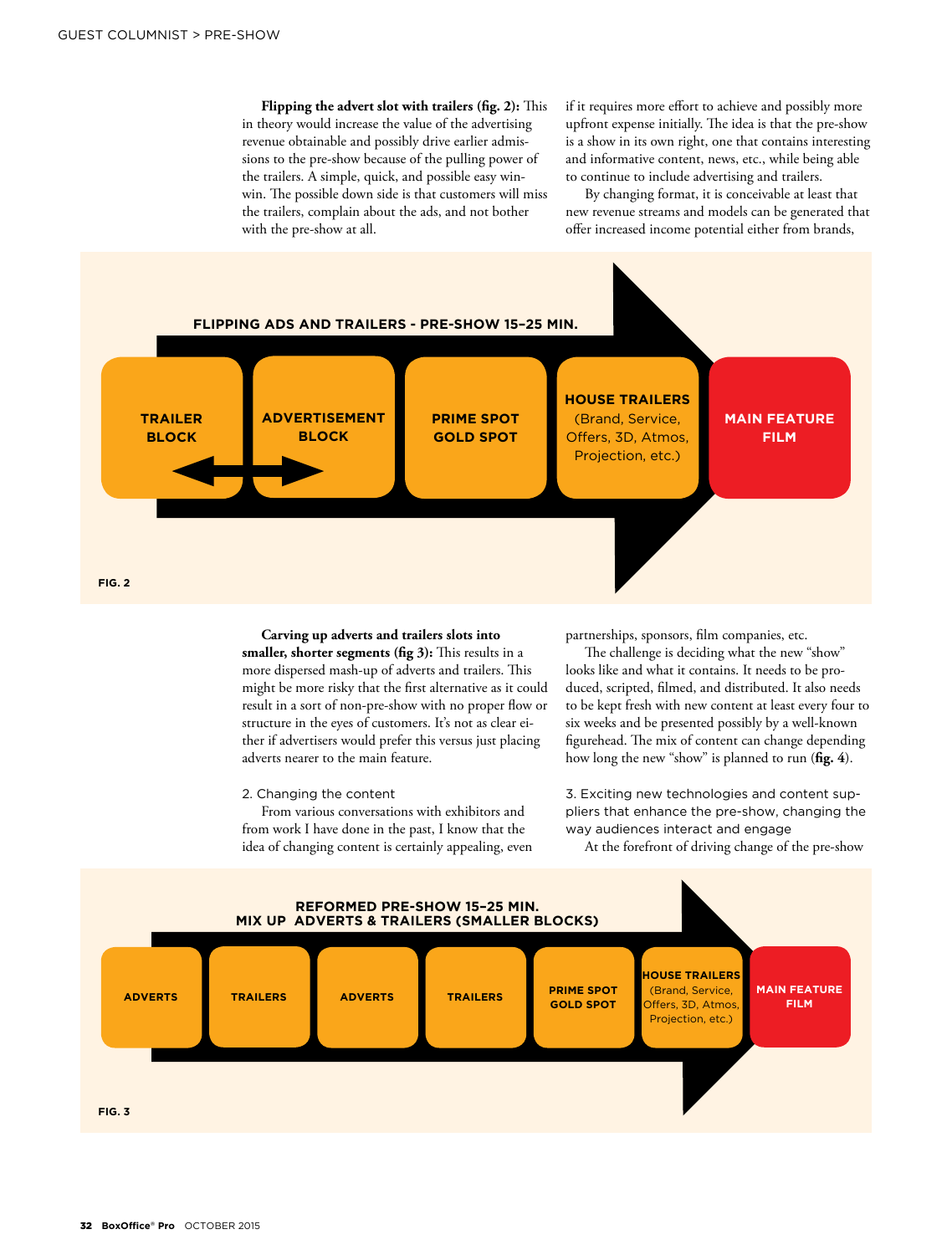**Flipping the advert slot with trailers (fig. 2):** This in theory would increase the value of the advertising revenue obtainable and possibly drive earlier admissions to the pre-show because of the pulling power of the trailers. A simple, quick, and possible easy win-win. The possible down side is that customers will miss the trailers, complain about the ads, and not bother with the pre-show at all.

FLIPPING ADS AND TRAILERS - PRE-SHOW 15–25 MIN.

TRAILER BLOCK ↔ ADVERTISEMENT BLOCK → PRIME SPOT GOLD SPOT → HOUSE TRAILERS (Brand, Service, Offers, 3D, Atmos, Projection, etc.) → MAIN FEATURE FILM

FIG. 2

**Carving up adverts and trailers slots into smaller, shorter segments (fig 3):** This results in a more dispersed mash-up of adverts and trailers. This might be more risky that the first alternative as it could result in a sort of non-pre-show with no proper flow or structure in the eyes of customers. It's not as clear either if advertisers would prefer this versus just placing adverts nearer to the main feature.

2. Changing the content

From various conversations with exhibitors and from work I have done in the past, I know that the idea of changing content is certainly appealing, even if it requires more effort to achieve and possibly more upfront expense initially. The idea is that the pre-show is a show in its own right, one that contains interesting and informative content, news, etc., while being able to continue to include advertising and trailers.

By changing format, it is conceivable at least that new revenue streams and models can be generated that offer increased income potential either from brands, partnerships, sponsors, film companies, etc.

The challenge is deciding what the new "show" looks like and what it contains. It needs to be produced, scripted, filmed, and distributed. It also needs to be kept fresh with new content at least every four to six weeks and be presented possibly by a well-known figurehead. The mix of content can change depending how long the new "show" is planned to run (**fig. 4**).

REFORMED PRE-SHOW 15–25 MIN.
MIX UP ADVERTS & TRAILERS (SMALLER BLOCKS)

ADVERTS → TRAILERS → ADVERTS → TRAILERS → PRIME SPOT GOLD SPOT → HOUSE TRAILERS (Brand, Service, Offers, 3D, Atmos, Projection, etc.) → MAIN FEATURE FILM

FIG. 3

3. Exciting new technologies and content suppliers that enhance the pre-show, changing the way audiences interact and engage

At the forefront of driving change of the pre-show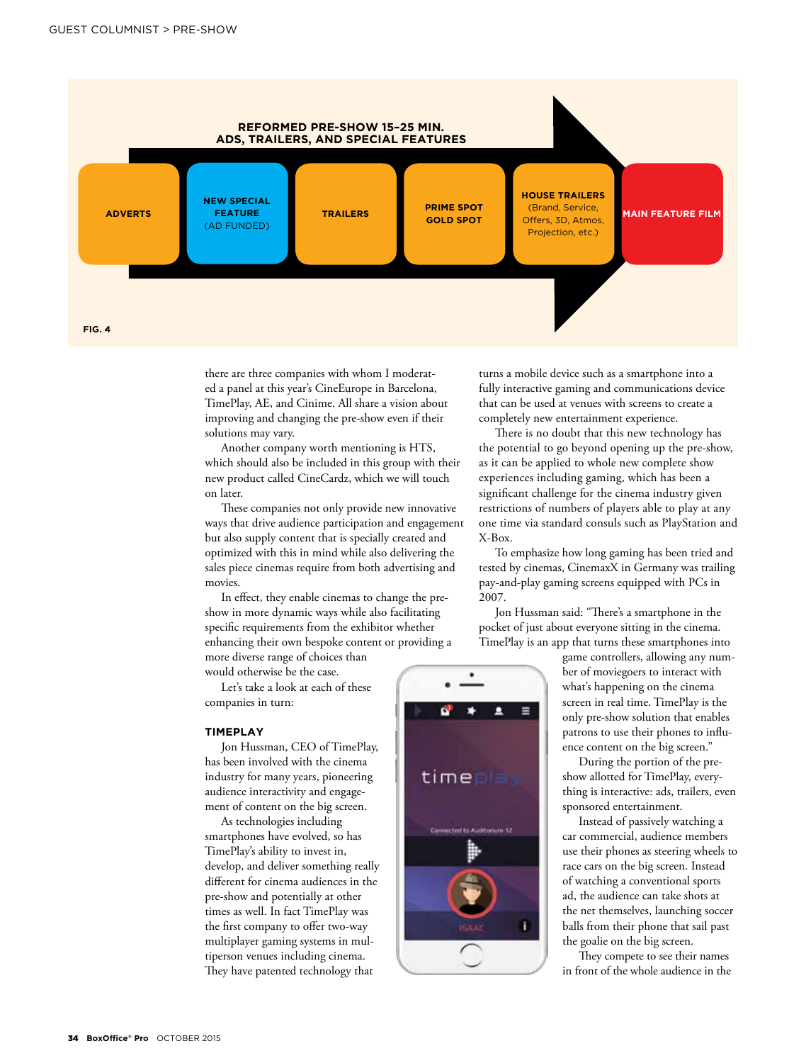**REFORMED PRE-SHOW 15–25 MIN.**
**ADS, TRAILERS, AND SPECIAL FEATURES**

ADVERTS → NEW SPECIAL FEATURE (AD FUNDED) → TRAILERS → PRIME SPOT GOLD SPOT → HOUSE TRAILERS (Brand, Service, Offers, 3D, Atmos, Projection, etc.) → MAIN FEATURE FILM

**FIG. 4**

there are three companies with whom I moderated a panel at this year's CineEurope in Barcelona, TimePlay, AE, and Cinime. All share a vision about improving and changing the pre-show even if their solutions may vary.

Another company worth mentioning is HTS, which should also be included in this group with their new product called CineCardz, which we will touch on later.

These companies not only provide new innovative ways that drive audience participation and engagement but also supply content that is specially created and optimized with this in mind while also delivering the sales piece cinemas require from both advertising and movies.

In effect, they enable cinemas to change the pre-show in more dynamic ways while also facilitating specific requirements from the exhibitor whether enhancing their own bespoke content or providing a more diverse range of choices than would otherwise be the case.

Let's take a look at each of these companies in turn:

## TIMEPLAY

Jon Hussman, CEO of TimePlay, has been involved with the cinema industry for many years, pioneering audience interactivity and engagement of content on the big screen.

As technologies including smartphones have evolved, so has TimePlay's ability to invest in, develop, and deliver something really different for cinema audiences in the pre-show and potentially at other times as well. In fact TimePlay was the first company to offer two-way multiplayer gaming systems in multiperson venues including cinema. They have patented technology that turns a mobile device such as a smartphone into a fully interactive gaming and communications device that can be used at venues with screens to create a completely new entertainment experience.

There is no doubt that this new technology has the potential to go beyond opening up the pre-show, as it can be applied to whole new complete show experiences including gaming, which has been a significant challenge for the cinema industry given restrictions of numbers of players able to play at any one time via standard consuls such as PlayStation and X-Box.

To emphasize how long gaming has been tried and tested by cinemas, CinemaxX in Germany was trailing pay-and-play gaming screens equipped with PCs in 2007.

Jon Hussman said: "There's a smartphone in the pocket of just about everyone sitting in the cinema. TimePlay is an app that turns these smartphones into game controllers, allowing any number of moviegoers to interact with what's happening on the cinema screen in real time. TimePlay is the only pre-show solution that enables patrons to use their phones to influence content on the big screen."

During the portion of the pre-show allotted for TimePlay, everything is interactive: ads, trailers, even sponsored entertainment.

Instead of passively watching a car commercial, audience members use their phones as steering wheels to race cars on the big screen. Instead of watching a conventional sports ad, the audience can take shots at the net themselves, launching soccer balls from their phone that sail past the goalie on the big screen.

They compete to see their names in front of the whole audience in the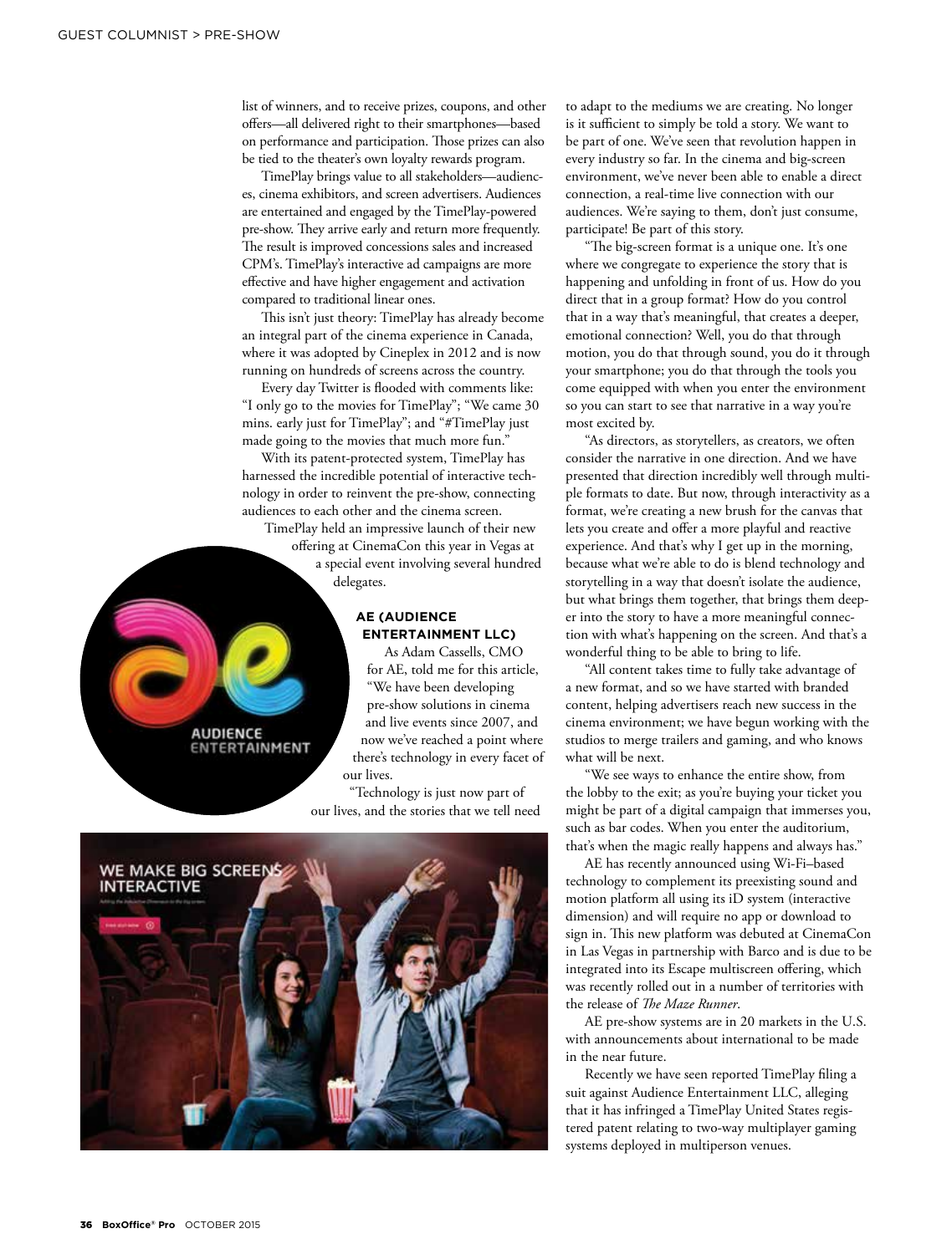list of winners, and to receive prizes, coupons, and other offers—all delivered right to their smartphones—based on performance and participation. Those prizes can also be tied to the theater's own loyalty rewards program.

TimePlay brings value to all stakeholders—audiences, cinema exhibitors, and screen advertisers. Audiences are entertained and engaged by the TimePlay-powered pre-show. They arrive early and return more frequently. The result is improved concessions sales and increased CPM's. TimePlay's interactive ad campaigns are more effective and have higher engagement and activation compared to traditional linear ones.

This isn't just theory: TimePlay has already become an integral part of the cinema experience in Canada, where it was adopted by Cineplex in 2012 and is now running on hundreds of screens across the country.

Every day Twitter is flooded with comments like: "I only go to the movies for TimePlay"; "We came 30 mins. early just for TimePlay"; and "#TimePlay just made going to the movies that much more fun."

With its patent-protected system, TimePlay has harnessed the incredible potential of interactive technology in order to reinvent the pre-show, connecting audiences to each other and the cinema screen.

TimePlay held an impressive launch of their new offering at CinemaCon this year in Vegas at a special event involving several hundred delegates.

### AE (AUDIENCE ENTERTAINMENT LLC)

As Adam Cassells, CMO for AE, told me for this article, "We have been developing pre-show solutions in cinema and live events since 2007, and now we've reached a point where there's technology in every facet of our lives.

"Technology is just now part of our lives, and the stories that we tell need to adapt to the mediums we are creating. No longer is it sufficient to simply be told a story. We want to be part of one. We've seen that revolution happen in every industry so far. In the cinema and big-screen environment, we've never been able to enable a direct connection, a real-time live connection with our audiences. We're saying to them, don't just consume, participate! Be part of this story.

"The big-screen format is a unique one. It's one where we congregate to experience the story that is happening and unfolding in front of us. How do you direct that in a group format? How do you control that in a way that's meaningful, that creates a deeper, emotional connection? Well, you do that through motion, you do that through sound, you do it through your smartphone; you do that through the tools you come equipped with when you enter the environment so you can start to see that narrative in a way you're most excited by.

"As directors, as storytellers, as creators, we often consider the narrative in one direction. And we have presented that direction incredibly well through multiple formats to date. But now, through interactivity as a format, we're creating a new brush for the canvas that lets you create and offer a more playful and reactive experience. And that's why I get up in the morning, because what we're able to do is blend technology and storytelling in a way that doesn't isolate the audience, but what brings them together, that brings them deeper into the story to have a more meaningful connection with what's happening on the screen. And that's a wonderful thing to be able to bring to life.

"All content takes time to fully take advantage of a new format, and so we have started with branded content, helping advertisers reach new success in the cinema environment; we have begun working with the studios to merge trailers and gaming, and who knows what will be next.

"We see ways to enhance the entire show, from the lobby to the exit; as you're buying your ticket you might be part of a digital campaign that immerses you, such as bar codes. When you enter the auditorium, that's when the magic really happens and always has."

AE has recently announced using Wi-Fi–based technology to complement its preexisting sound and motion platform all using its iD system (interactive dimension) and will require no app or download to sign in. This new platform was debuted at CinemaCon in Las Vegas in partnership with Barco and is due to be integrated into its Escape multiscreen offering, which was recently rolled out in a number of territories with the release of *The Maze Runner*.

AE pre-show systems are in 20 markets in the U.S. with announcements about international to be made in the near future.

Recently we have seen reported TimePlay filing a suit against Audience Entertainment LLC, alleging that it has infringed a TimePlay United States registered patent relating to two-way multiplayer gaming systems deployed in multiperson venues.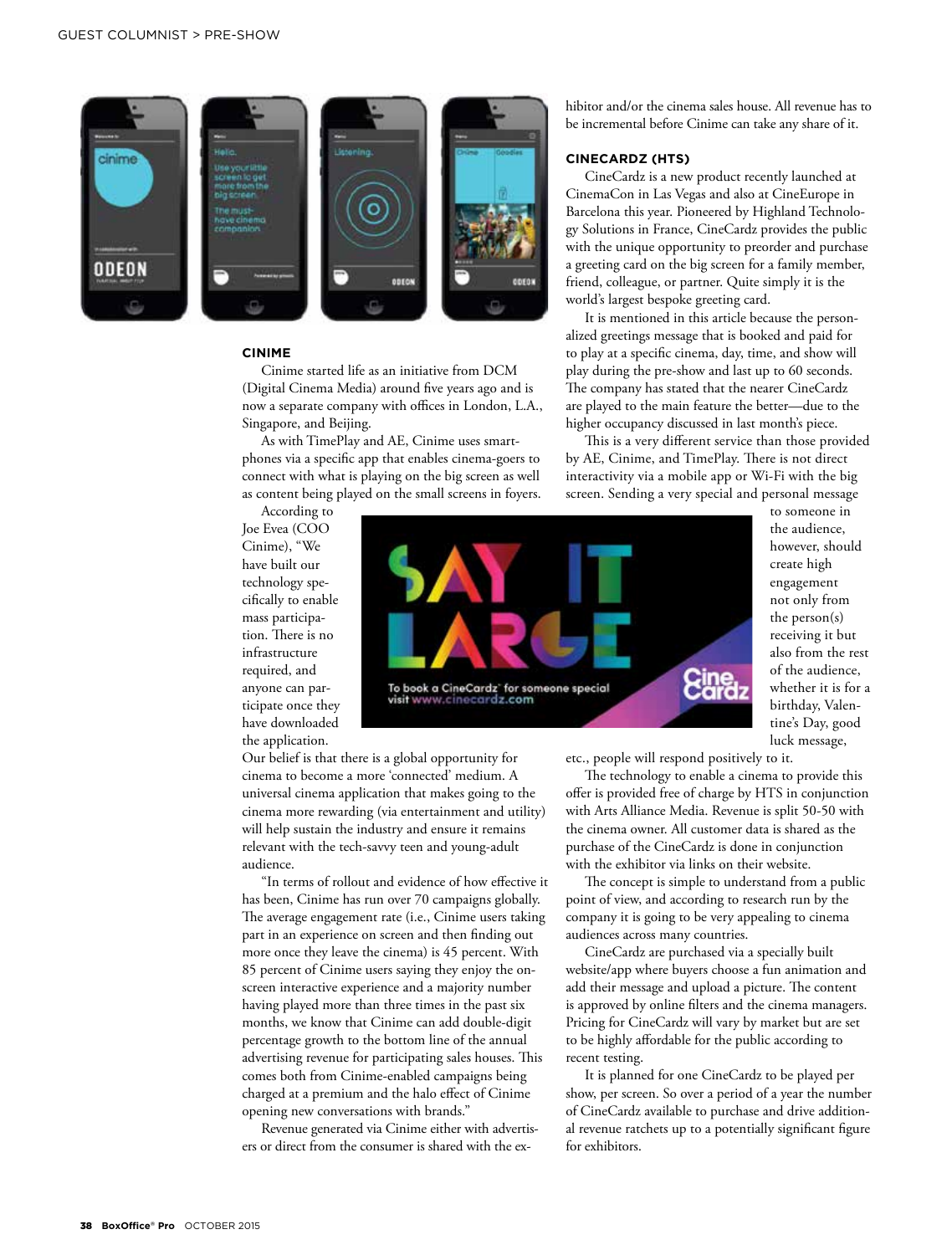## CINIME

Cinime started life as an initiative from DCM (Digital Cinema Media) around five years ago and is now a separate company with offices in London, L.A., Singapore, and Beijing.

As with TimePlay and AE, Cinime uses smartphones via a specific app that enables cinema-goers to connect with what is playing on the big screen as well as content being played on the small screens in foyers.

According to Joe Evea (COO Cinime), "We have built our technology specifically to enable mass participation. There is no infrastructure required, and anyone can participate once they have downloaded the application. Our belief is that there is a global opportunity for cinema to become a more 'connected' medium. A universal cinema application that makes going to the cinema more rewarding (via entertainment and utility) will help sustain the industry and ensure it remains relevant with the tech-savvy teen and young-adult audience.

"In terms of rollout and evidence of how effective it has been, Cinime has run over 70 campaigns globally. The average engagement rate (i.e., Cinime users taking part in an experience on screen and then finding out more once they leave the cinema) is 45 percent. With 85 percent of Cinime users saying they enjoy the on-screen interactive experience and a majority number having played more than three times in the past six months, we know that Cinime can add double-digit percentage growth to the bottom line of the annual advertising revenue for participating sales houses. This comes both from Cinime-enabled campaigns being charged at a premium and the halo effect of Cinime opening new conversations with brands."

Revenue generated via Cinime either with advertisers or direct from the consumer is shared with the exhibitor and/or the cinema sales house. All revenue has to be incremental before Cinime can take any share of it.

## CINECARDZ (HTS)

CineCardz is a new product recently launched at CinemaCon in Las Vegas and also at CineEurope in Barcelona this year. Pioneered by Highland Technology Solutions in France, CineCardz provides the public with the unique opportunity to preorder and purchase a greeting card on the big screen for a family member, friend, colleague, or partner. Quite simply it is the world's largest bespoke greeting card.

It is mentioned in this article because the personalized greetings message that is booked and paid for to play at a specific cinema, day, time, and show will play during the pre-show and last up to 60 seconds. The company has stated that the nearer CineCardz are played to the main feature the better—due to the higher occupancy discussed in last month's piece.

This is a very different service than those provided by AE, Cinime, and TimePlay. There is not direct interactivity via a mobile app or Wi-Fi with the big screen. Sending a very special and personal message to someone in the audience, however, should create high engagement not only from the person(s) receiving it but also from the rest of the audience, whether it is for a birthday, Valentine's Day, good luck message, etc., people will respond positively to it.

The technology to enable a cinema to provide this offer is provided free of charge by HTS in conjunction with Arts Alliance Media. Revenue is split 50-50 with the cinema owner. All customer data is shared as the purchase of the CineCardz is done in conjunction with the exhibitor via links on their website.

The concept is simple to understand from a public point of view, and according to research run by the company it is going to be very appealing to cinema audiences across many countries.

CineCardz are purchased via a specially built website/app where buyers choose a fun animation and add their message and upload a picture. The content is approved by online filters and the cinema managers. Pricing for CineCardz will vary by market but are set to be highly affordable for the public according to recent testing.

It is planned for one CineCardz to be played per show, per screen. So over a period of a year the number of CineCardz available to purchase and drive additional revenue ratchets up to a potentially significant figure for exhibitors.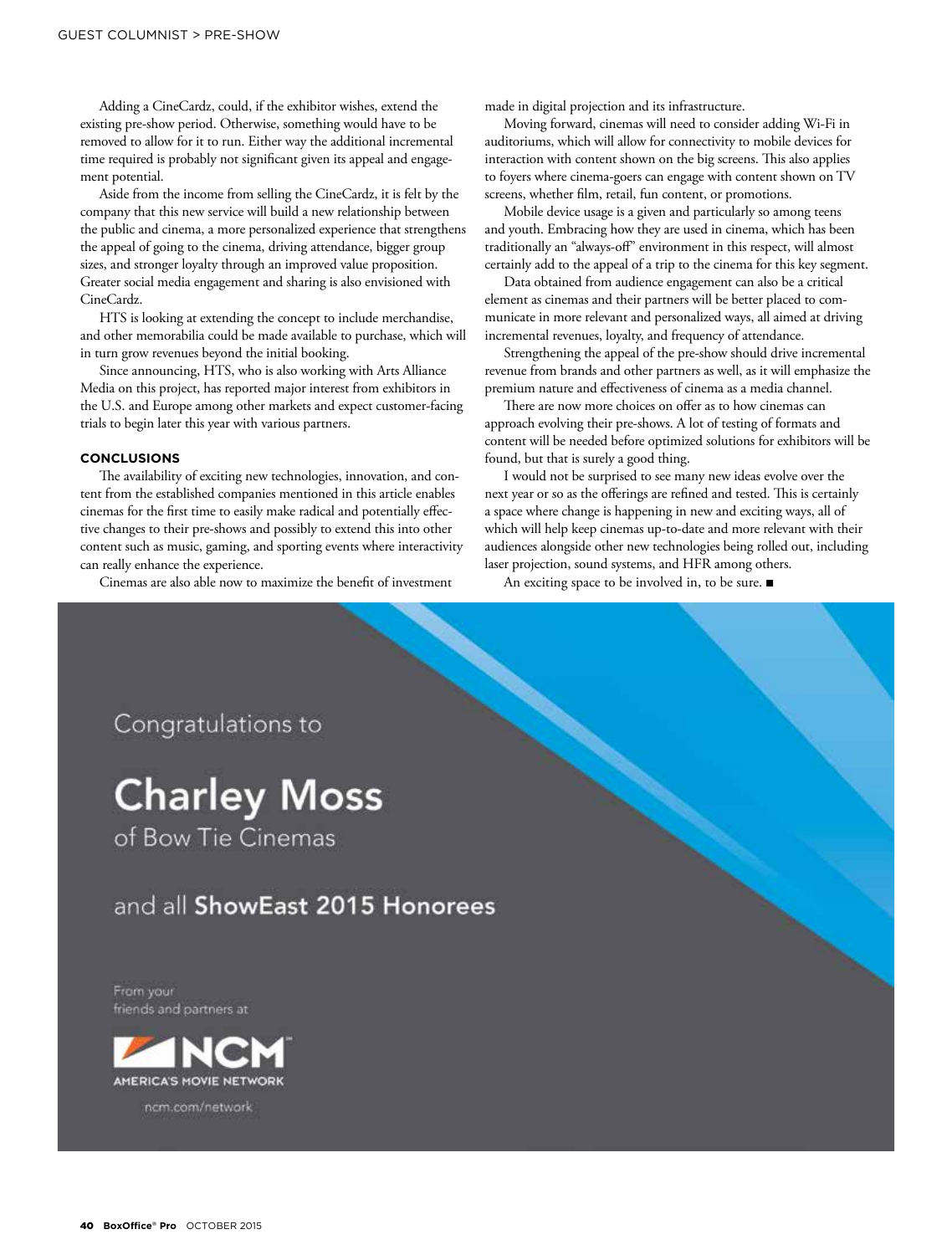Adding a CineCardz, could, if the exhibitor wishes, extend the existing pre-show period. Otherwise, something would have to be removed to allow for it to run. Either way the additional incremental time required is probably not significant given its appeal and engagement potential.

Aside from the income from selling the CineCardz, it is felt by the company that this new service will build a new relationship between the public and cinema, a more personalized experience that strengthens the appeal of going to the cinema, driving attendance, bigger group sizes, and stronger loyalty through an improved value proposition. Greater social media engagement and sharing is also envisioned with CineCardz.

HTS is looking at extending the concept to include merchandise, and other memorabilia could be made available to purchase, which will in turn grow revenues beyond the initial booking.

Since announcing, HTS, who is also working with Arts Alliance Media on this project, has reported major interest from exhibitors in the U.S. and Europe among other markets and expect customer-facing trials to begin later this year with various partners.

### CONCLUSIONS

The availability of exciting new technologies, innovation, and content from the established companies mentioned in this article enables cinemas for the first time to easily make radical and potentially effective changes to their pre-shows and possibly to extend this into other content such as music, gaming, and sporting events where interactivity can really enhance the experience.

Cinemas are also able now to maximize the benefit of investment made in digital projection and its infrastructure.

Moving forward, cinemas will need to consider adding Wi-Fi in auditoriums, which will allow for connectivity to mobile devices for interaction with content shown on the big screens. This also applies to foyers where cinema-goers can engage with content shown on TV screens, whether film, retail, fun content, or promotions.

Mobile device usage is a given and particularly so among teens and youth. Embracing how they are used in cinema, which has been traditionally an "always-off" environment in this respect, will almost certainly add to the appeal of a trip to the cinema for this key segment.

Data obtained from audience engagement can also be a critical element as cinemas and their partners will be better placed to communicate in more relevant and personalized ways, all aimed at driving incremental revenues, loyalty, and frequency of attendance.

Strengthening the appeal of the pre-show should drive incremental revenue from brands and other partners as well, as it will emphasize the premium nature and effectiveness of cinema as a media channel.

There are now more choices on offer as to how cinemas can approach evolving their pre-shows. A lot of testing of formats and content will be needed before optimized solutions for exhibitors will be found, but that is surely a good thing.

I would not be surprised to see many new ideas evolve over the next year or so as the offerings are refined and tested. This is certainly a space where change is happening in new and exciting ways, all of which will help keep cinemas up-to-date and more relevant with their audiences alongside other new technologies being rolled out, including laser projection, sound systems, and HFR among others.

An exciting space to be involved in, to be sure. ■

Congratulations to

**Charley Moss**

of Bow Tie Cinemas

and all **ShowEast 2015 Honorees**

From your friends and partners at

NCM

AMERICA'S MOVIE NETWORK

ncm.com/network